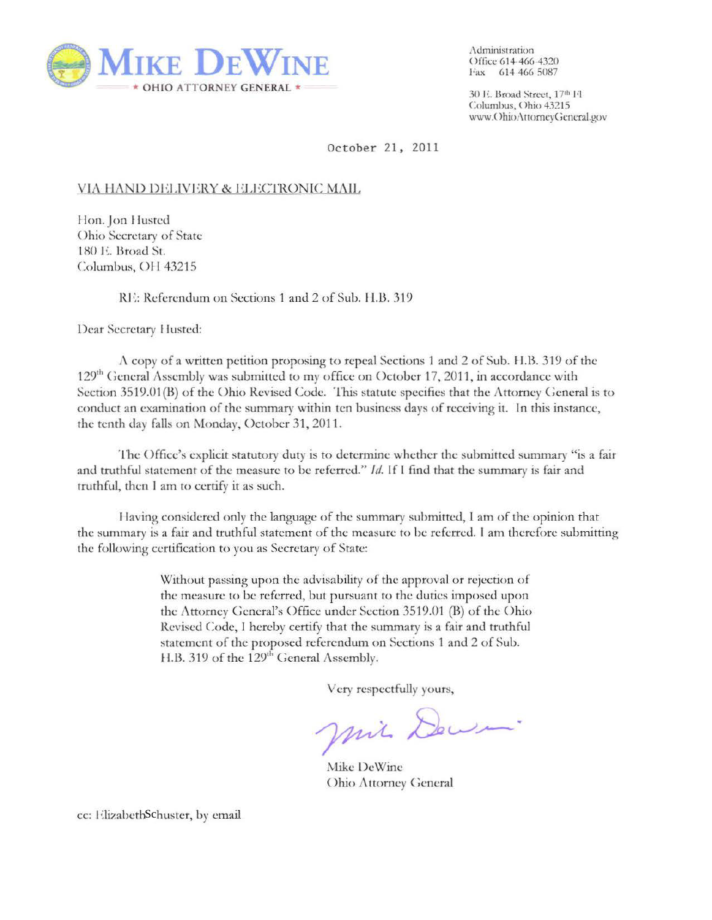# MIKE DEWINE

★ OHIO ATTORNEY GENERAL ★

Administration
Office 614-466-4320
Fax 614-466-5087

30 E. Broad Street, 17th Fl
Columbus, Ohio 43215
www.OhioAttorneyGeneral.gov

October 21, 2011

VIA HAND DELIVERY & ELECTRONIC MAIL

Hon. Jon Husted
Ohio Secretary of State
180 E. Broad St.
Columbus, OH 43215

RE: Referendum on Sections 1 and 2 of Sub. H.B. 319

Dear Secretary Husted:

A copy of a written petition proposing to repeal Sections 1 and 2 of Sub. H.B. 319 of the 129th General Assembly was submitted to my office on October 17, 2011, in accordance with Section 3519.01(B) of the Ohio Revised Code. This statute specifies that the Attorney General is to conduct an examination of the summary within ten business days of receiving it. In this instance, the tenth day falls on Monday, October 31, 2011.

The Office's explicit statutory duty is to determine whether the submitted summary "is a fair and truthful statement of the measure to be referred." *Id.* If I find that the summary is fair and truthful, then I am to certify it as such.

Having considered only the language of the summary submitted, I am of the opinion that the summary is a fair and truthful statement of the measure to be referred. I am therefore submitting the following certification to you as Secretary of State:

> Without passing upon the advisability of the approval or rejection of the measure to be referred, but pursuant to the duties imposed upon the Attorney General's Office under Section 3519.01 (B) of the Ohio Revised Code, I hereby certify that the summary is a fair and truthful statement of the proposed referendum on Sections 1 and 2 of Sub. H.B. 319 of the 129th General Assembly.

Very respectfully yours,

Mike DeWine
Ohio Attorney General

cc: ElizabethSchuster, by email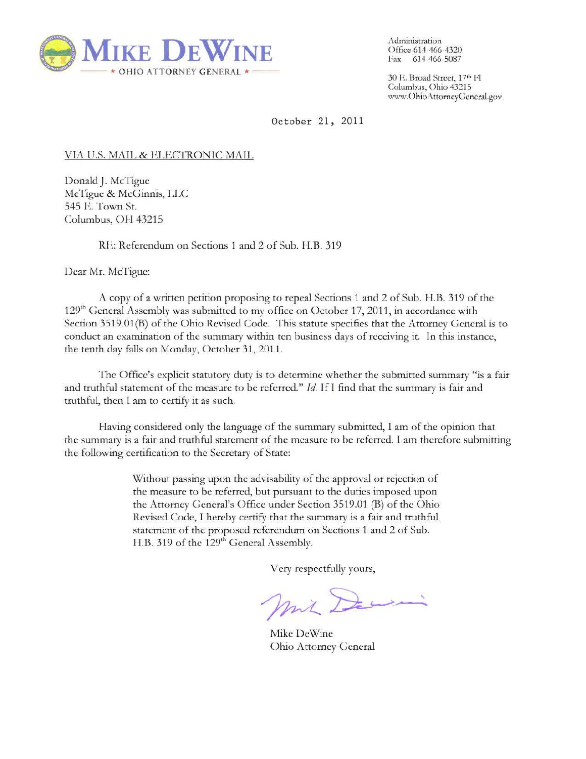**MIKE DEWINE**
★ OHIO ATTORNEY GENERAL ★

Administration
Office 614-466-4320
Fax 614-466-5087

30 E. Broad Street, 17th Fl
Columbus, Ohio 43215
www.OhioAttorneyGeneral.gov

October 21, 2011

VIA U.S. MAIL & ELECTRONIC MAIL

Donald J. McTigue
McTigue & McGinnis, LLC
545 E. Town St.
Columbus, OH 43215

RE: Referendum on Sections 1 and 2 of Sub. H.B. 319

Dear Mr. McTigue:

A copy of a written petition proposing to repeal Sections 1 and 2 of Sub. H.B. 319 of the 129th General Assembly was submitted to my office on October 17, 2011, in accordance with Section 3519.01(B) of the Ohio Revised Code. This statute specifies that the Attorney General is to conduct an examination of the summary within ten business days of receiving it. In this instance, the tenth day falls on Monday, October 31, 2011.

The Office's explicit statutory duty is to determine whether the submitted summary "is a fair and truthful statement of the measure to be referred." *Id.* If I find that the summary is fair and truthful, then I am to certify it as such.

Having considered only the language of the summary submitted, I am of the opinion that the summary is a fair and truthful statement of the measure to be referred. I am therefore submitting the following certification to the Secretary of State:

> Without passing upon the advisability of the approval or rejection of the measure to be referred, but pursuant to the duties imposed upon the Attorney General's Office under Section 3519.01 (B) of the Ohio Revised Code, I hereby certify that the summary is a fair and truthful statement of the proposed referendum on Sections 1 and 2 of Sub. H.B. 319 of the 129th General Assembly.

Very respectfully yours,

Mike DeWine
Ohio Attorney General